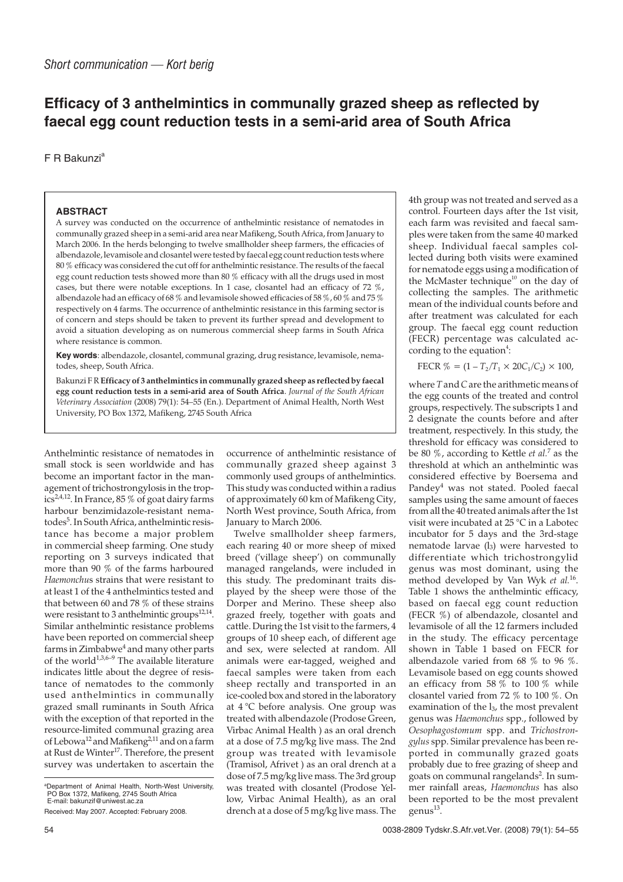*Short communication — Kort berig*

# Efficacy of 3 anthelmintics in communally grazed sheep as reflected by faecal egg count reduction tests in a semi-arid area of South Africa

F R Bakunzi[a]

### ABSTRACT

A survey was conducted on the occurrence of anthelmintic resistance of nematodes in communally grazed sheep in a semi-arid area near Mafikeng, South Africa, from January to March 2006. In the herds belonging to twelve smallholder sheep farmers, the efficacies of albendazole, levamisole and closantel were tested by faecal egg count reduction tests where 80 % efficacy was considered the cut off for anthelmintic resistance. The results of the faecal egg count reduction tests showed more than 80 % efficacy with all the drugs used in most cases, but there were notable exceptions. In 1 case, closantel had an efficacy of 72 %, albendazole had an efficacy of 68 % and levamisole showed efficacies of 58 %, 60 % and 75 % respectively on 4 farms. The occurrence of anthelmintic resistance in this farming sector is of concern and steps should be taken to prevent its further spread and development to avoid a situation developing as on numerous commercial sheep farms in South Africa where resistance is common.

**Key words**: albendazole, closantel, communal grazing, drug resistance, levamisole, nematodes, sheep, South Africa.

Bakunzi F R **Efficacy of 3 anthelmintics in communally grazed sheep as reflected by faecal egg count reduction tests in a semi-arid area of South Africa**. *Journal of the South African Veterinary Association* (2008) 79(1): 54–55 (En.). Department of Animal Health, North West University, PO Box 1372, Mafikeng, 2745 South Africa

Anthelmintic resistance of nematodes in small stock is seen worldwide and has become an important factor in the management of trichostrongylosis in the tropics[2,4,12]. In France, 85 % of goat dairy farms harbour benzimidazole-resistant nematodes[5]. In South Africa, anthelmintic resistance has become a major problem in commercial sheep farming. One study reporting on 3 surveys indicated that more than 90 % of the farms harboured *Haemonchus* strains that were resistant to at least 1 of the 4 anthelmintics tested and that between 60 and 78 % of these strains were resistant to 3 anthelmintic groups[12,14]. Similar anthelmintic resistance problems have been reported on commercial sheep farms in Zimbabwe[4] and many other parts of the world[1,3,6–9]. The available literature indicates little about the degree of resistance of nematodes to the commonly used anthelmintics in communally grazed small ruminants in South Africa with the exception of that reported in the resource-limited communal grazing area of Lebowa[12] and Mafikeng[2,11] and on a farm at Rust de Winter[17]. Therefore, the present survey was undertaken to ascertain the occurrence of anthelmintic resistance of communally grazed sheep against 3 commonly used groups of anthelmintics. This study was conducted within a radius of approximately 60 km of Mafikeng City, North West province, South Africa, from January to March 2006.

Twelve smallholder sheep farmers, each rearing 40 or more sheep of mixed breed ('village sheep') on communally managed rangelands, were included in this study. The predominant traits displayed by the sheep were those of the Dorper and Merino. These sheep also grazed freely, together with goats and cattle. During the 1st visit to the farmers, 4 groups of 10 sheep each, of different age and sex, were selected at random. All animals were ear-tagged, weighed and faecal samples were taken from each sheep rectally and transported in an ice-cooled box and stored in the laboratory at 4 °C before analysis. One group was treated with albendazole (Prodose Green, Virbac Animal Health ) as an oral drench at a dose of 7.5 mg/kg live mass. The 2nd group was treated with levamisole (Tramisol, Afrivet ) as an oral drench at a dose of 7.5 mg/kg live mass. The 3rd group was treated with closantel (Prodose Yellow, Virbac Animal Health), as an oral drench at a dose of 5 mg/kg live mass. The 4th group was not treated and served as a control. Fourteen days after the 1st visit, each farm was revisited and faecal samples were taken from the same 40 marked sheep. Individual faecal samples collected during both visits were examined for nematode eggs using a modification of the McMaster technique[10] on the day of collecting the samples. The arithmetic mean of the individual counts before and after treatment was calculated for each group. The faecal egg count reduction (FECR) percentage was calculated according to the equation[4]:

$$\text{FECR } \% = (1 - T_2/T_1 \times 20C_1/C_2) \times 100,$$

where $T$ and $C$ are the arithmetic means of the egg counts of the treated and control groups, respectively. The subscripts 1 and 2 designate the counts before and after treatment, respectively. In this study, the threshold for efficacy was considered to be 80 %, according to Kettle *et al.*[7] as the threshold at which an anthelmintic was considered effective by Boersema and Pandey[4] was not stated. Pooled faecal samples using the same amount of faeces from all the 40 treated animals after the 1st visit were incubated at 25 °C in a Labotec incubator for 5 days and the 3rd-stage nematode larvae ($l_3$) were harvested to differentiate which trichostrongylid genus was most dominant, using the method developed by Van Wyk *et al.*[16]. Table 1 shows the anthelmintic efficacy, based on faecal egg count reduction (FECR %) of albendazole, closantel and levamisole of all the 12 farmers included in the study. The efficacy percentage shown in Table 1 based on FECR for albendazole varied from 68 % to 96 %. Levamisole based on egg counts showed an efficacy from 58 % to 100 % while closantel varied from 72 % to 100 %. On examination of the $l_3$, the most prevalent genus was *Haemonchus* spp., followed by *Oesophagostomum* spp. and *Trichostrongylus* spp. Similar prevalence has been reported in communally grazed goats probably due to free grazing of sheep and goats on communal rangelands[2]. In summer rainfall areas, *Haemonchus* has also been reported to be the most prevalent genus[13].

[a]Department of Animal Health, North-West University, PO Box 1372, Mafikeng, 2745 South Africa
E-mail: bakunzif@uniwest.ac.za

Received: May 2007. Accepted: February 2008.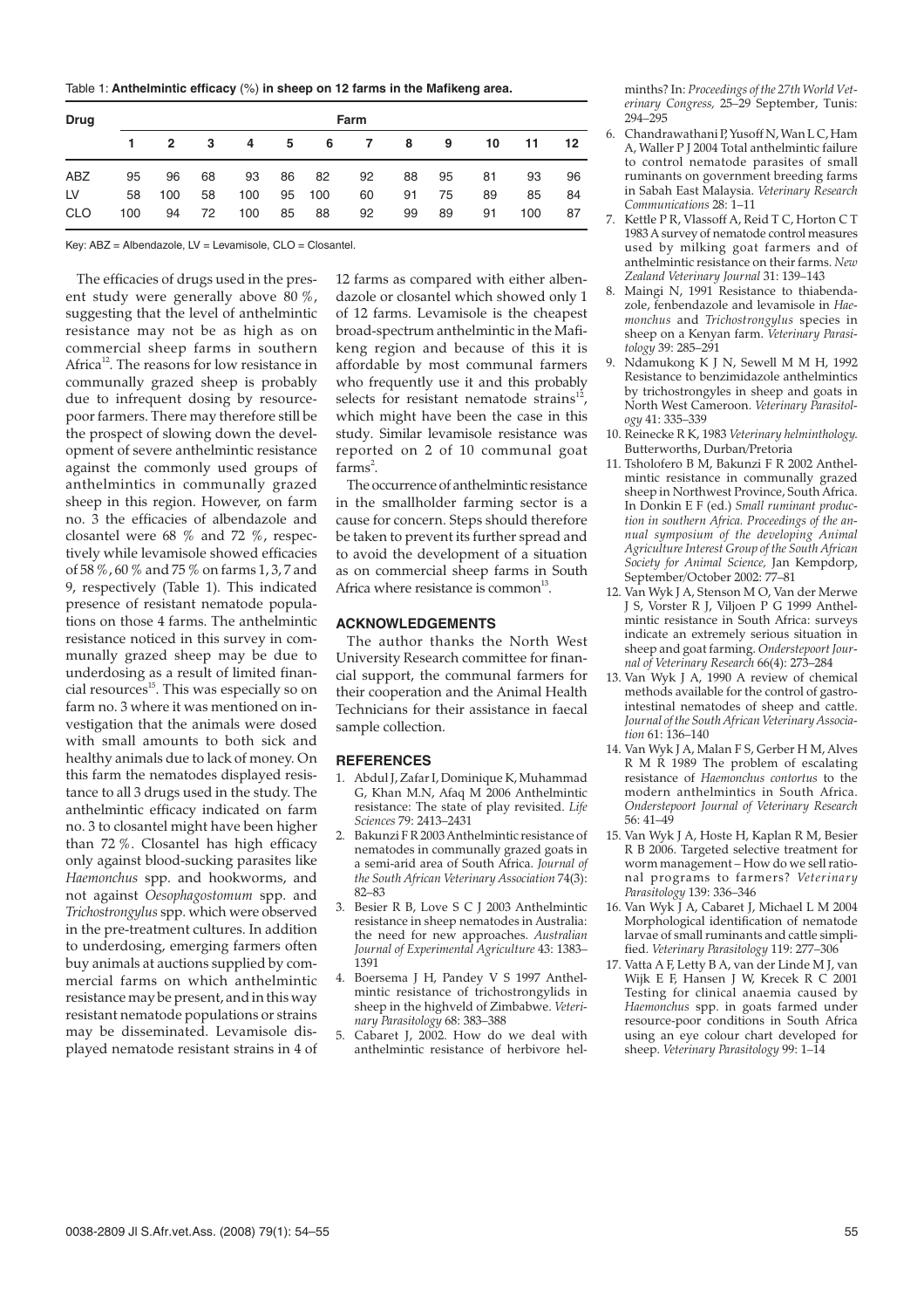Table 1: **Anthelmintic efficacy** (%) **in sheep on 12 farms in the Mafikeng area.**

| Drug | Farm | | | | | | | | | | | |
|---|---|---|---|---|---|---|---|---|---|---|---|---|
| | 1 | 2 | 3 | 4 | 5 | 6 | 7 | 8 | 9 | 10 | 11 | 12 |
| ABZ | 95 | 96 | 68 | 93 | 86 | 82 | 92 | 88 | 95 | 81 | 93 | 96 |
| LV | 58 | 100 | 58 | 100 | 95 | 100 | 60 | 91 | 75 | 89 | 85 | 84 |
| CLO | 100 | 94 | 72 | 100 | 85 | 88 | 92 | 99 | 89 | 91 | 100 | 87 |

Key: ABZ = Albendazole, LV = Levamisole, CLO = Closantel.

The efficacies of drugs used in the present study were generally above 80 %, suggesting that the level of anthelmintic resistance may not be as high as on commercial sheep farms in southern Africa[12]. The reasons for low resistance in communally grazed sheep is probably due to infrequent dosing by resource-poor farmers. There may therefore still be the prospect of slowing down the development of severe anthelmintic resistance against the commonly used groups of anthelmintics in communally grazed sheep in this region. However, on farm no. 3 the efficacies of albendazole and closantel were 68 % and 72 %, respectively while levamisole showed efficacies of 58 %, 60 % and 75 % on farms 1, 3, 7 and 9, respectively (Table 1). This indicated presence of resistant nematode populations on those 4 farms. The anthelmintic resistance noticed in this survey in communally grazed sheep may be due to underdosing as a result of limited financial resources[15]. This was especially so on farm no. 3 where it was mentioned on investigation that the animals were dosed with small amounts to both sick and healthy animals due to lack of money. On this farm the nematodes displayed resistance to all 3 drugs used in the study. The anthelmintic efficacy indicated on farm no. 3 to closantel might have been higher than 72 %. Closantel has high efficacy only against blood-sucking parasites like *Haemonchus* spp. and hookworms, and not against *Oesophagostomum* spp. and *Trichostrongylus* spp. which were observed in the pre-treatment cultures. In addition to underdosing, emerging farmers often buy animals at auctions supplied by commercial farms on which anthelmintic resistance may be present, and in this way resistant nematode populations or strains may be disseminated. Levamisole displayed nematode resistant strains in 4 of 12 farms as compared with either albendazole or closantel which showed only 1 of 12 farms. Levamisole is the cheapest broad-spectrum anthelmintic in the Mafikeng region and because of this it is affordable by most communal farmers who frequently use it and this probably selects for resistant nematode strains[12], which might have been the case in this study. Similar levamisole resistance was reported on 2 of 10 communal goat farms[2].

The occurrence of anthelmintic resistance in the smallholder farming sector is a cause for concern. Steps should therefore be taken to prevent its further spread and to avoid the development of a situation as on commercial sheep farms in South Africa where resistance is common[13].

## ACKNOWLEDGEMENTS

The author thanks the North West University Research committee for financial support, the communal farmers for their cooperation and the Animal Health Technicians for their assistance in faecal sample collection.

## REFERENCES

1. Abdul J, Zafar I, Dominique K, Muhammad G, Khan M.N, Afaq M 2006 Anthelmintic resistance: The state of play revisited. *Life Sciences* 79: 2413–2431
2. Bakunzi F R 2003 Anthelmintic resistance of nematodes in communally grazed goats in a semi-arid area of South Africa. *Journal of the South African Veterinary Association* 74(3): 82–83
3. Besier R B, Love S C J 2003 Anthelmintic resistance in sheep nematodes in Australia: the need for new approaches. *Australian Journal of Experimental Agriculture* 43: 1383–1391
4. Boersema J H, Pandey V S 1997 Anthelmintic resistance of trichostrongylids in sheep in the highveld of Zimbabwe. *Veterinary Parasitology* 68: 383–388
5. Cabaret J, 2002. How do we deal with anthelmintic resistance of herbivore helminths? In: *Proceedings of the 27th World Veterinary Congress,* 25–29 September, Tunis: 294–295
6. Chandrawathani P, Yusoff N, Wan L C, Ham A, Waller P J 2004 Total anthelmintic failure to control nematode parasites of small ruminants on government breeding farms in Sabah East Malaysia. *Veterinary Research Communications* 28: 1–11
7. Kettle P R, Vlassoff A, Reid T C, Horton C T 1983 A survey of nematode control measures used by milking goat farmers and of anthelmintic resistance on their farms. *New Zealand Veterinary Journal* 31: 139–143
8. Maingi N, 1991 Resistance to thiabendazole, fenbendazole and levamisole in *Haemonchus* and *Trichostrongylus* species in sheep on a Kenyan farm. *Veterinary Parasitology* 39: 285–291
9. Ndamukong K J N, Sewell M M H, 1992 Resistance to benzimidazole anthelmintics by trichostrongyles in sheep and goats in North West Cameroon. *Veterinary Parasitology* 41: 335–339
10. Reinecke R K, 1983 *Veterinary helminthology.* Butterworths, Durban/Pretoria
11. Tsholofero B M, Bakunzi F R 2002 Anthelmintic resistance in communally grazed sheep in Northwest Province, South Africa. In Donkin E F (ed.) *Small ruminant production in southern Africa. Proceedings of the annual symposium of the developing Animal Agriculture Interest Group of the South African Society for Animal Science,* Jan Kempdorp, September/October 2002: 77–81
12. Van Wyk J A, Stenson M O, Van der Merwe J S, Vorster R J, Viljoen P G 1999 Anthelmintic resistance in South Africa: surveys indicate an extremely serious situation in sheep and goat farming. *Onderstepoort Journal of Veterinary Research* 66(4): 273–284
13. Van Wyk J A, 1990 A review of chemical methods available for the control of gastrointestinal nematodes of sheep and cattle. *Journal of the South African Veterinary Association* 61: 136–140
14. Van Wyk J A, Malan F S, Gerber H M, Alves R M R 1989 The problem of escalating resistance of *Haemonchus contortus* to the modern anthelmintics in South Africa. *Onderstepoort Journal of Veterinary Research* 56: 41–49
15. Van Wyk J A, Hoste H, Kaplan R M, Besier R B 2006. Targeted selective treatment for worm management – How do we sell rational programs to farmers? *Veterinary Parasitology* 139: 336–346
16. Van Wyk J A, Cabaret J, Michael L M 2004 Morphological identification of nematode larvae of small ruminants and cattle simplified. *Veterinary Parasitology* 119: 277–306
17. Vatta A F, Letty B A, van der Linde M J, van Wijk E F, Hansen J W, Krecek R C 2001 Testing for clinical anaemia caused by *Haemonchus* spp. in goats farmed under resource-poor conditions in South Africa using an eye colour chart developed for sheep. *Veterinary Parasitology* 99: 1–14